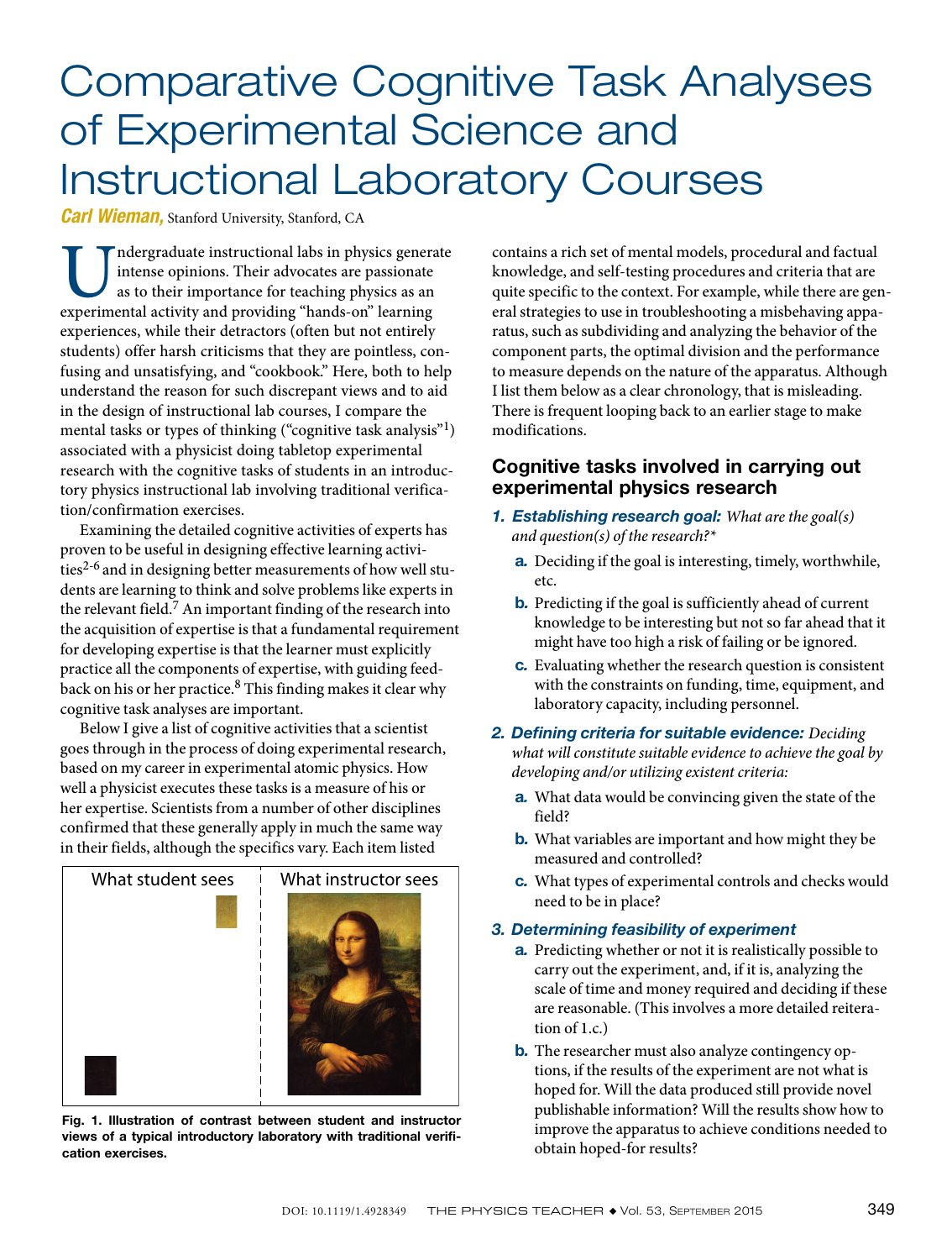# Comparative Cognitive Task Analyses of Experimental Science and Instructional Laboratory Courses

***Carl Wieman,*** Stanford University, Stanford, CA

Undergraduate instructional labs in physics generate intense opinions. Their advocates are passionate as to their importance for teaching physics as an experimental activity and providing "hands-on" learning experiences, while their detractors (often but not entirely students) offer harsh criticisms that they are pointless, confusing and unsatisfying, and "cookbook." Here, both to help understand the reason for such discrepant views and to aid in the design of instructional lab courses, I compare the mental tasks or types of thinking ("cognitive task analysis"[1]) associated with a physicist doing tabletop experimental research with the cognitive tasks of students in an introductory physics instructional lab involving traditional verification/confirmation exercises.

Examining the detailed cognitive activities of experts has proven to be useful in designing effective learning activities[2-6] and in designing better measurements of how well students are learning to think and solve problems like experts in the relevant field.[7] An important finding of the research into the acquisition of expertise is that a fundamental requirement for developing expertise is that the learner must explicitly practice all the components of expertise, with guiding feedback on his or her practice.[8] This finding makes it clear why cognitive task analyses are important.

Below I give a list of cognitive activities that a scientist goes through in the process of doing experimental research, based on my career in experimental atomic physics. How well a physicist executes these tasks is a measure of his or her expertise. Scientists from a number of other disciplines confirmed that these generally apply in much the same way in their fields, although the specifics vary. Each item listed contains a rich set of mental models, procedural and factual knowledge, and self-testing procedures and criteria that are quite specific to the context. For example, while there are general strategies to use in troubleshooting a misbehaving apparatus, such as subdividing and analyzing the behavior of the component parts, the optimal division and the performance to measure depends on the nature of the apparatus. Although I list them below as a clear chronology, that is misleading. There is frequent looping back to an earlier stage to make modifications.

What student sees

What instructor sees

**Fig. 1. Illustration of contrast between student and instructor views of a typical introductory laboratory with traditional verification exercises.**

## Cognitive tasks involved in carrying out experimental physics research

1. ***Establishing research goal:*** *What are the goal(s) and question(s) of the research?**
   - **a.** Deciding if the goal is interesting, timely, worthwhile, etc.
   - **b.** Predicting if the goal is sufficiently ahead of current knowledge to be interesting but not so far ahead that it might have too high a risk of failing or be ignored.
   - **c.** Evaluating whether the research question is consistent with the constraints on funding, time, equipment, and laboratory capacity, including personnel.

2. ***Defining criteria for suitable evidence:*** *Deciding what will constitute suitable evidence to achieve the goal by developing and/or utilizing existent criteria:*
   - **a.** What data would be convincing given the state of the field?
   - **b.** What variables are important and how might they be measured and controlled?
   - **c.** What types of experimental controls and checks would need to be in place?

3. ***Determining feasibility of experiment***
   - **a.** Predicting whether or not it is realistically possible to carry out the experiment, and, if it is, analyzing the scale of time and money required and deciding if these are reasonable. (This involves a more detailed reiteration of 1.c.)
   - **b.** The researcher must also analyze contingency options, if the results of the experiment are not what is hoped for. Will the data produced still provide novel publishable information? Will the results show how to improve the apparatus to achieve conditions needed to obtain hoped-for results?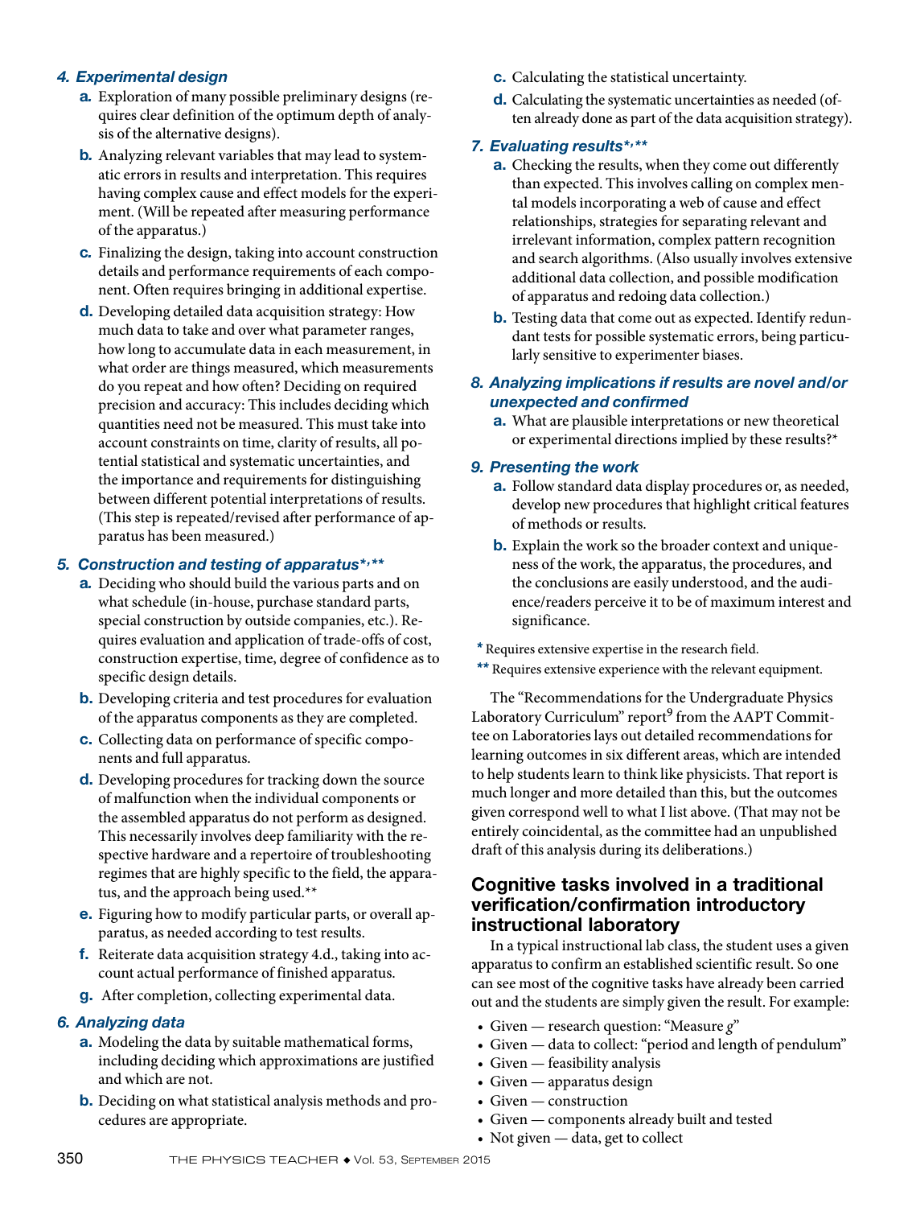### 4. Experimental design

- **a.** Exploration of many possible preliminary designs (requires clear definition of the optimum depth of analysis of the alternative designs).
- **b.** Analyzing relevant variables that may lead to systematic errors in results and interpretation. This requires having complex cause and effect models for the experiment. (Will be repeated after measuring performance of the apparatus.)
- **c.** Finalizing the design, taking into account construction details and performance requirements of each component. Often requires bringing in additional expertise.
- **d.** Developing detailed data acquisition strategy: How much data to take and over what parameter ranges, how long to accumulate data in each measurement, in what order are things measured, which measurements do you repeat and how often? Deciding on required precision and accuracy: This includes deciding which quantities need not be measured. This must take into account constraints on time, clarity of results, all potential statistical and systematic uncertainties, and the importance and requirements for distinguishing between different potential interpretations of results. (This step is repeated/revised after performance of apparatus has been measured.)

### 5. Construction and testing of apparatus*,**

- **a.** Deciding who should build the various parts and on what schedule (in-house, purchase standard parts, special construction by outside companies, etc.). Requires evaluation and application of trade-offs of cost, construction expertise, time, degree of confidence as to specific design details.
- **b.** Developing criteria and test procedures for evaluation of the apparatus components as they are completed.
- **c.** Collecting data on performance of specific components and full apparatus.
- **d.** Developing procedures for tracking down the source of malfunction when the individual components or the assembled apparatus do not perform as designed. This necessarily involves deep familiarity with the respective hardware and a repertoire of troubleshooting regimes that are highly specific to the field, the apparatus, and the approach being used.**
- **e.** Figuring how to modify particular parts, or overall apparatus, as needed according to test results.
- **f.** Reiterate data acquisition strategy 4.d., taking into account actual performance of finished apparatus.
- **g.** After completion, collecting experimental data.

### 6. Analyzing data

- **a.** Modeling the data by suitable mathematical forms, including deciding which approximations are justified and which are not.
- **b.** Deciding on what statistical analysis methods and procedures are appropriate.
- **c.** Calculating the statistical uncertainty.
- **d.** Calculating the systematic uncertainties as needed (often already done as part of the data acquisition strategy).

### 7. Evaluating results*,**

- **a.** Checking the results, when they come out differently than expected. This involves calling on complex mental models incorporating a web of cause and effect relationships, strategies for separating relevant and irrelevant information, complex pattern recognition and search algorithms. (Also usually involves extensive additional data collection, and possible modification of apparatus and redoing data collection.)
- **b.** Testing data that come out as expected. Identify redundant tests for possible systematic errors, being particularly sensitive to experimenter biases.

### 8. Analyzing implications if results are novel and/or unexpected and confirmed

- **a.** What are plausible interpretations or new theoretical or experimental directions implied by these results?*

### 9. Presenting the work

- **a.** Follow standard data display procedures or, as needed, develop new procedures that highlight critical features of methods or results.
- **b.** Explain the work so the broader context and uniqueness of the work, the apparatus, the procedures, and the conclusions are easily understood, and the audience/readers perceive it to be of maximum interest and significance.

\* Requires extensive expertise in the research field.

** Requires extensive experience with the relevant equipment.

The "Recommendations for the Undergraduate Physics Laboratory Curriculum" report[9] from the AAPT Committee on Laboratories lays out detailed recommendations for learning outcomes in six different areas, which are intended to help students learn to think like physicists. That report is much longer and more detailed than this, but the outcomes given correspond well to what I list above. (That may not be entirely coincidental, as the committee had an unpublished draft of this analysis during its deliberations.)

## Cognitive tasks involved in a traditional verification/confirmation introductory instructional laboratory

In a typical instructional lab class, the student uses a given apparatus to confirm an established scientific result. So one can see most of the cognitive tasks have already been carried out and the students are simply given the result. For example:

- Given — research question: "Measure *g*"
- Given — data to collect: "period and length of pendulum"
- Given — feasibility analysis
- Given — apparatus design
- Given — construction
- Given — components already built and tested
- Not given — data, get to collect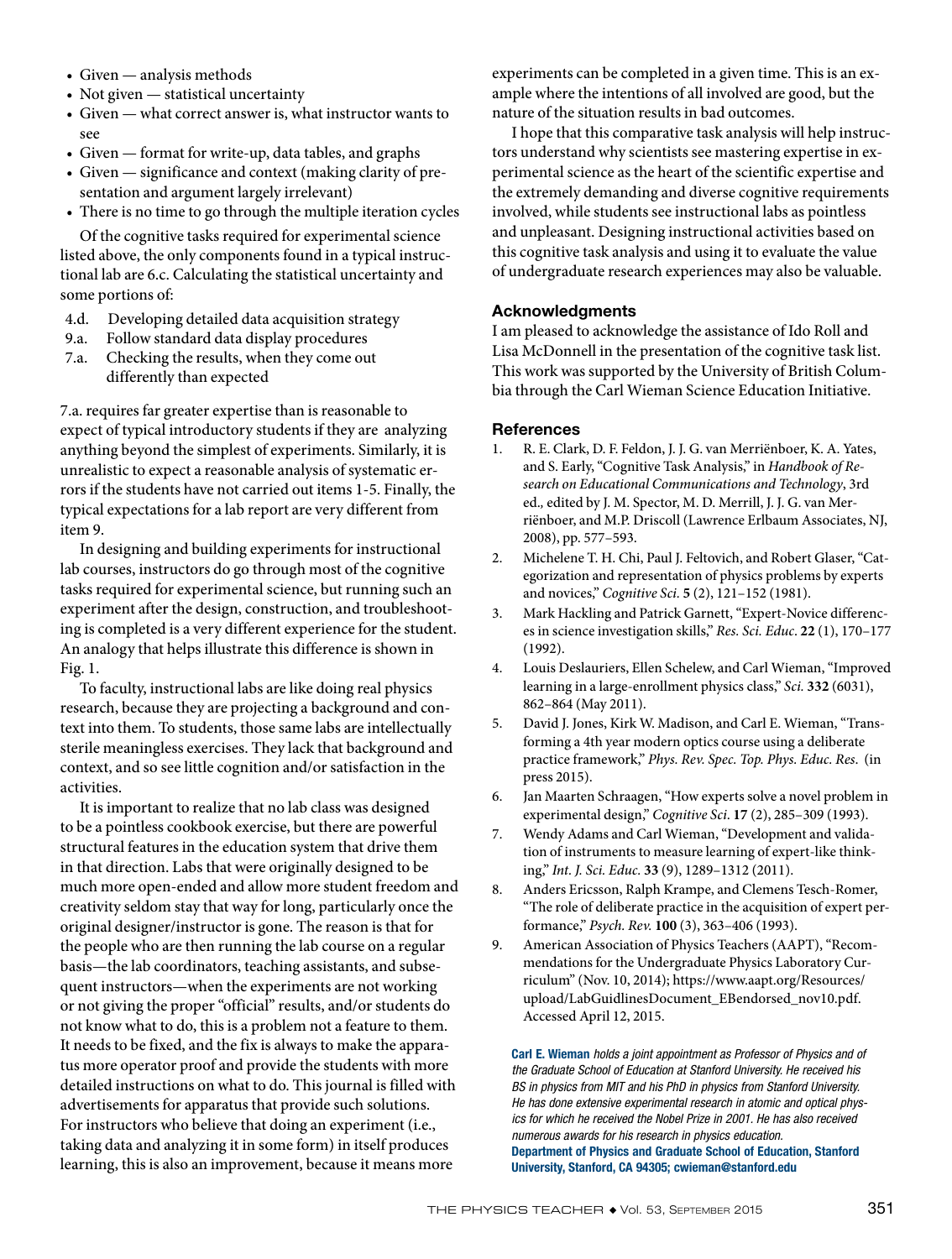- Given — analysis methods
- Not given — statistical uncertainty
- Given — what correct answer is, what instructor wants to see
- Given — format for write-up, data tables, and graphs
- Given — significance and context (making clarity of presentation and argument largely irrelevant)
- There is no time to go through the multiple iteration cycles

Of the cognitive tasks required for experimental science listed above, the only components found in a typical instructional lab are 6.c. Calculating the statistical uncertainty and some portions of:

4.d. Developing detailed data acquisition strategy
9.a. Follow standard data display procedures
7.a. Checking the results, when they come out differently than expected

7.a. requires far greater expertise than is reasonable to expect of typical introductory students if they are analyzing anything beyond the simplest of experiments. Similarly, it is unrealistic to expect a reasonable analysis of systematic errors if the students have not carried out items 1-5. Finally, the typical expectations for a lab report are very different from item 9.

In designing and building experiments for instructional lab courses, instructors do go through most of the cognitive tasks required for experimental science, but running such an experiment after the design, construction, and troubleshooting is completed is a very different experience for the student. An analogy that helps illustrate this difference is shown in Fig. 1.

To faculty, instructional labs are like doing real physics research, because they are projecting a background and context into them. To students, those same labs are intellectually sterile meaningless exercises. They lack that background and context, and so see little cognition and/or satisfaction in the activities.

It is important to realize that no lab class was designed to be a pointless cookbook exercise, but there are powerful structural features in the education system that drive them in that direction. Labs that were originally designed to be much more open-ended and allow more student freedom and creativity seldom stay that way for long, particularly once the original designer/instructor is gone. The reason is that for the people who are then running the lab course on a regular basis—the lab coordinators, teaching assistants, and subsequent instructors—when the experiments are not working or not giving the proper "official" results, and/or students do not know what to do, this is a problem not a feature to them. It needs to be fixed, and the fix is always to make the apparatus more operator proof and provide the students with more detailed instructions on what to do. This journal is filled with advertisements for apparatus that provide such solutions. For instructors who believe that doing an experiment (i.e., taking data and analyzing it in some form) in itself produces learning, this is also an improvement, because it means more experiments can be completed in a given time. This is an example where the intentions of all involved are good, but the nature of the situation results in bad outcomes.

I hope that this comparative task analysis will help instructors understand why scientists see mastering expertise in experimental science as the heart of the scientific expertise and the extremely demanding and diverse cognitive requirements involved, while students see instructional labs as pointless and unpleasant. Designing instructional activities based on this cognitive task analysis and using it to evaluate the value of undergraduate research experiences may also be valuable.

## Acknowledgments

I am pleased to acknowledge the assistance of Ido Roll and Lisa McDonnell in the presentation of the cognitive task list. This work was supported by the University of British Columbia through the Carl Wieman Science Education Initiative.

## References

1. R. E. Clark, D. F. Feldon, J. J. G. van Merriënboer, K. A. Yates, and S. Early, "Cognitive Task Analysis," in *Handbook of Research on Educational Communications and Technology*, 3rd ed., edited by J. M. Spector, M. D. Merrill, J. J. G. van Merriënboer, and M.P. Driscoll (Lawrence Erlbaum Associates, NJ, 2008), pp. 577–593.
2. Michelene T. H. Chi, Paul J. Feltovich, and Robert Glaser, "Categorization and representation of physics problems by experts and novices," *Cognitive Sci.* **5** (2), 121–152 (1981).
3. Mark Hackling and Patrick Garnett, "Expert-Novice differences in science investigation skills," *Res. Sci. Educ*. **22** (1), 170–177 (1992).
4. Louis Deslauriers, Ellen Schelew, and Carl Wieman, "Improved learning in a large-enrollment physics class," *Sci.* **332** (6031), 862–864 (May 2011).
5. David J. Jones, Kirk W. Madison, and Carl E. Wieman, "Transforming a 4th year modern optics course using a deliberate practice framework," *Phys. Rev. Spec. Top. Phys. Educ. Res.* (in press 2015).
6. Jan Maarten Schraagen, "How experts solve a novel problem in experimental design," *Cognitive Sci*. **17** (2), 285–309 (1993).
7. Wendy Adams and Carl Wieman, "Development and validation of instruments to measure learning of expert-like thinking," *Int. J. Sci. Educ.* **33** (9), 1289–1312 (2011).
8. Anders Ericsson, Ralph Krampe, and Clemens Tesch-Romer, "The role of deliberate practice in the acquisition of expert performance," *Psych. Rev.* **100** (3), 363–406 (1993).
9. American Association of Physics Teachers (AAPT), "Recommendations for the Undergraduate Physics Laboratory Curriculum" (Nov. 10, 2014); https://www.aapt.org/Resources/upload/LabGuidlinesDocument_EBendorsed_nov10.pdf. Accessed April 12, 2015.

**Carl E. Wieman** *holds a joint appointment as Professor of Physics and of the Graduate School of Education at Stanford University. He received his BS in physics from MIT and his PhD in physics from Stanford University. He has done extensive experimental research in atomic and optical physics for which he received the Nobel Prize in 2001. He has also received numerous awards for his research in physics education.*
**Department of Physics and Graduate School of Education, Stanford University, Stanford, CA 94305; cwieman@stanford.edu**